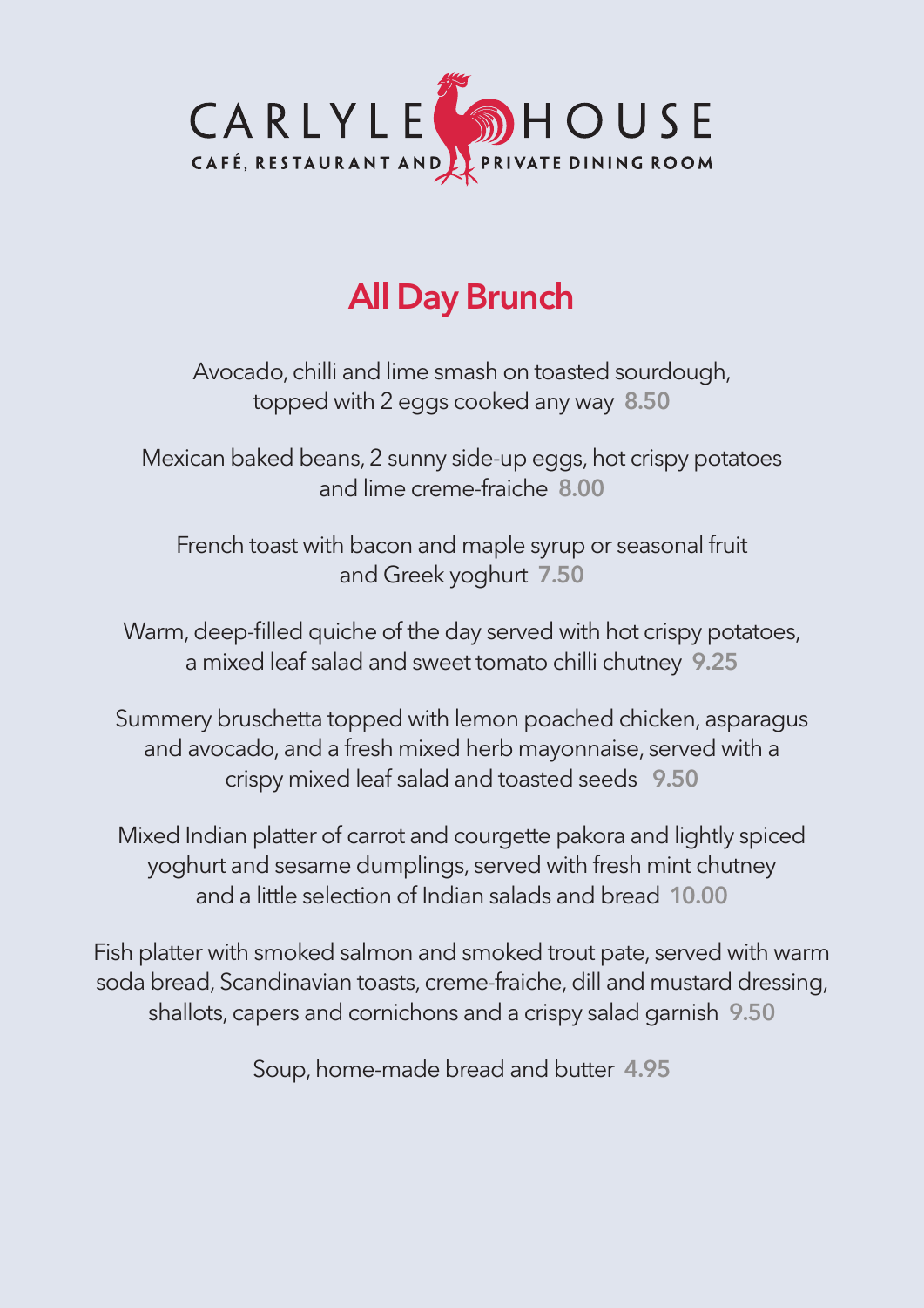# CARLYLE HOUSE

CAFÉ, RESTAURANT AND PRIVATE DINING ROOM

## All Day Brunch

Avocado, chilli and lime smash on toasted sourdough, topped with 2 eggs cooked any way **8.50**

Mexican baked beans, 2 sunny side-up eggs, hot crispy potatoes and lime creme-fraiche **8.00**

French toast with bacon and maple syrup or seasonal fruit and Greek yoghurt **7.50**

Warm, deep-filled quiche of the day served with hot crispy potatoes, a mixed leaf salad and sweet tomato chilli chutney **9.25**

Summery bruschetta topped with lemon poached chicken, asparagus and avocado, and a fresh mixed herb mayonnaise, served with a crispy mixed leaf salad and toasted seeds **9.50**

Mixed Indian platter of carrot and courgette pakora and lightly spiced yoghurt and sesame dumplings, served with fresh mint chutney and a little selection of Indian salads and bread **10.00**

Fish platter with smoked salmon and smoked trout pate, served with warm soda bread, Scandinavian toasts, creme-fraiche, dill and mustard dressing, shallots, capers and cornichons and a crispy salad garnish **9.50**

Soup, home-made bread and butter **4.95**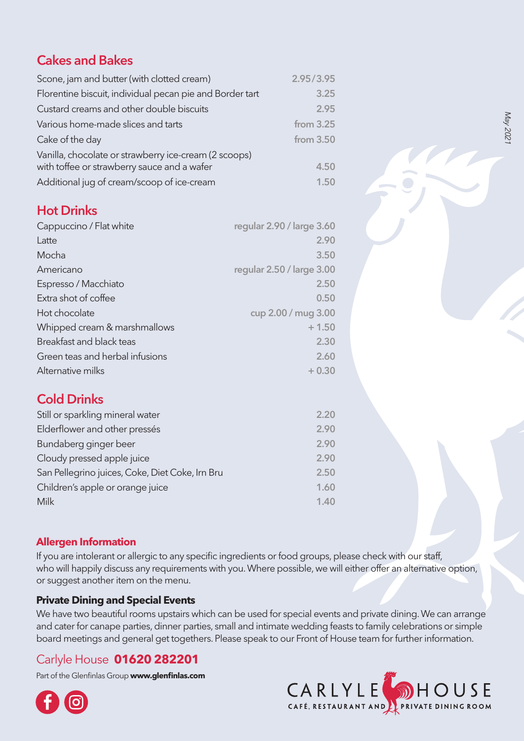## Cakes and Bakes

| | |
|---|---|
| Scone, jam and butter (with clotted cream) | 2.95/3.95 |
| Florentine biscuit, individual pecan pie and Border tart | 3.25 |
| Custard creams and other double biscuits | 2.95 |
| Various home-made slices and tarts | from 3.25 |
| Cake of the day | from 3.50 |
| Vanilla, chocolate or strawberry ice-cream (2 scoops) with toffee or strawberry sauce and a wafer | 4.50 |
| Additional jug of cream/scoop of ice-cream | 1.50 |

## Hot Drinks

| | |
|---|---|
| Cappuccino / Flat white | regular 2.90 / large 3.60 |
| Latte | 2.90 |
| Mocha | 3.50 |
| Americano | regular 2.50 / large 3.00 |
| Espresso / Macchiato | 2.50 |
| Extra shot of coffee | 0.50 |
| Hot chocolate | cup 2.00 / mug 3.00 |
| Whipped cream & marshmallows | + 1.50 |
| Breakfast and black teas | 2.30 |
| Green teas and herbal infusions | 2.60 |
| Alternative milks | + 0.30 |

## Cold Drinks

| | |
|---|---|
| Still or sparkling mineral water | 2.20 |
| Elderflower and other pressés | 2.90 |
| Bundaberg ginger beer | 2.90 |
| Cloudy pressed apple juice | 2.90 |
| San Pellegrino juices, Coke, Diet Coke, Irn Bru | 2.50 |
| Children's apple or orange juice | 1.60 |
| Milk | 1.40 |

### Allergen Information

If you are intolerant or allergic to any specific ingredients or food groups, please check with our staff, who will happily discuss any requirements with you. Where possible, we will either offer an alternative option, or suggest another item on the menu.

### Private Dining and Special Events

We have two beautiful rooms upstairs which can be used for special events and private dining. We can arrange and cater for canape parties, dinner parties, small and intimate wedding feasts to family celebrations or simple board meetings and general get togethers. Please speak to our Front of House team for further information.

Carlyle House **01620 282201**

Part of the Glenfinlas Group **www.glenfinlas.com**

CARLYLE HOUSE
CAFÉ, RESTAURANT AND PRIVATE DINING ROOM

*May 2021*